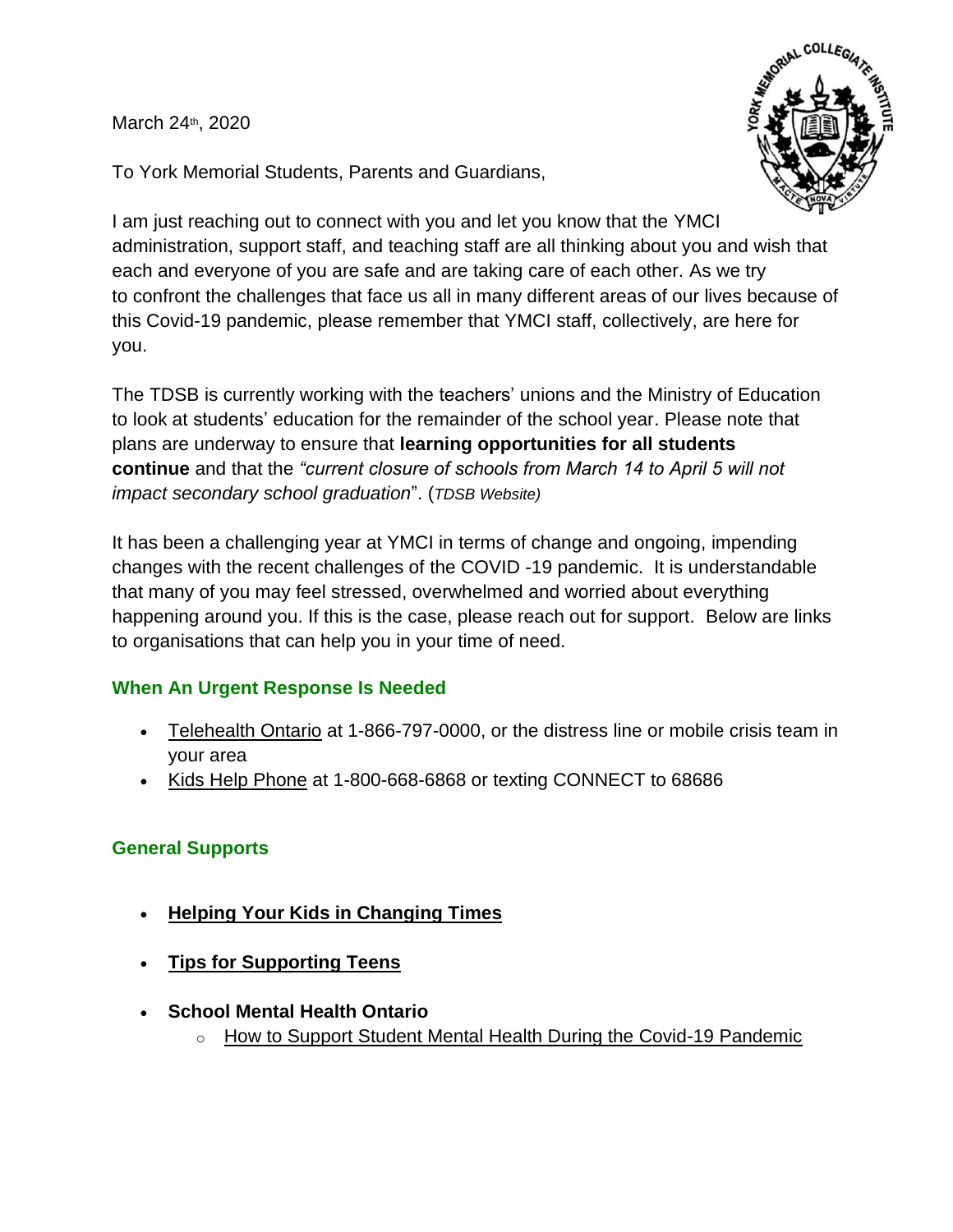March 24th, 2020

To York Memorial Students, Parents and Guardians,

I am just reaching out to connect with you and let you know that the YMCI administration, support staff, and teaching staff are all thinking about you and wish that each and everyone of you are safe and are taking care of each other. As we try to confront the challenges that face us all in many different areas of our lives because of this Covid-19 pandemic, please remember that YMCI staff, collectively, are here for you.

The TDSB is currently working with the teachers' unions and the Ministry of Education to look at students' education for the remainder of the school year. Please note that plans are underway to ensure that **learning opportunities for all students continue** and that the *"current closure of schools from March 14 to April 5 will not impact secondary school graduation*". (*TDSB Website)*

It has been a challenging year at YMCI in terms of change and ongoing, impending changes with the recent challenges of the COVID -19 pandemic. It is understandable that many of you may feel stressed, overwhelmed and worried about everything happening around you. If this is the case, please reach out for support. Below are links to organisations that can help you in your time of need.

### When An Urgent Response Is Needed

- Telehealth Ontario at 1-866-797-0000, or the distress line or mobile crisis team in your area
- Kids Help Phone at 1-800-668-6868 or texting CONNECT to 68686

### General Supports

- **Helping Your Kids in Changing Times**
- **Tips for Supporting Teens**
- **School Mental Health Ontario**
  - How to Support Student Mental Health During the Covid-19 Pandemic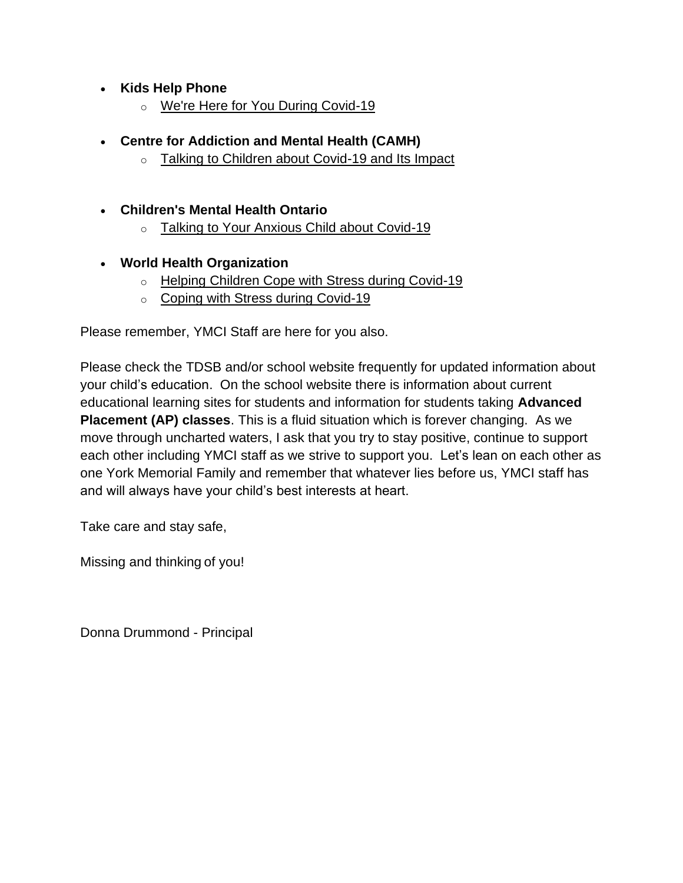- **Kids Help Phone**
  - We're Here for You During Covid-19

- **Centre for Addiction and Mental Health (CAMH)**
  - Talking to Children about Covid-19 and Its Impact

- **Children's Mental Health Ontario**
  - Talking to Your Anxious Child about Covid-19

- **World Health Organization**
  - Helping Children Cope with Stress during Covid-19
  - Coping with Stress during Covid-19

Please remember, YMCI Staff are here for you also.

Please check the TDSB and/or school website frequently for updated information about your child's education. On the school website there is information about current educational learning sites for students and information for students taking **Advanced Placement (AP) classes**. This is a fluid situation which is forever changing. As we move through uncharted waters, I ask that you try to stay positive, continue to support each other including YMCI staff as we strive to support you. Let's lean on each other as one York Memorial Family and remember that whatever lies before us, YMCI staff has and will always have your child's best interests at heart.

Take care and stay safe,

Missing and thinking of you!

Donna Drummond - Principal